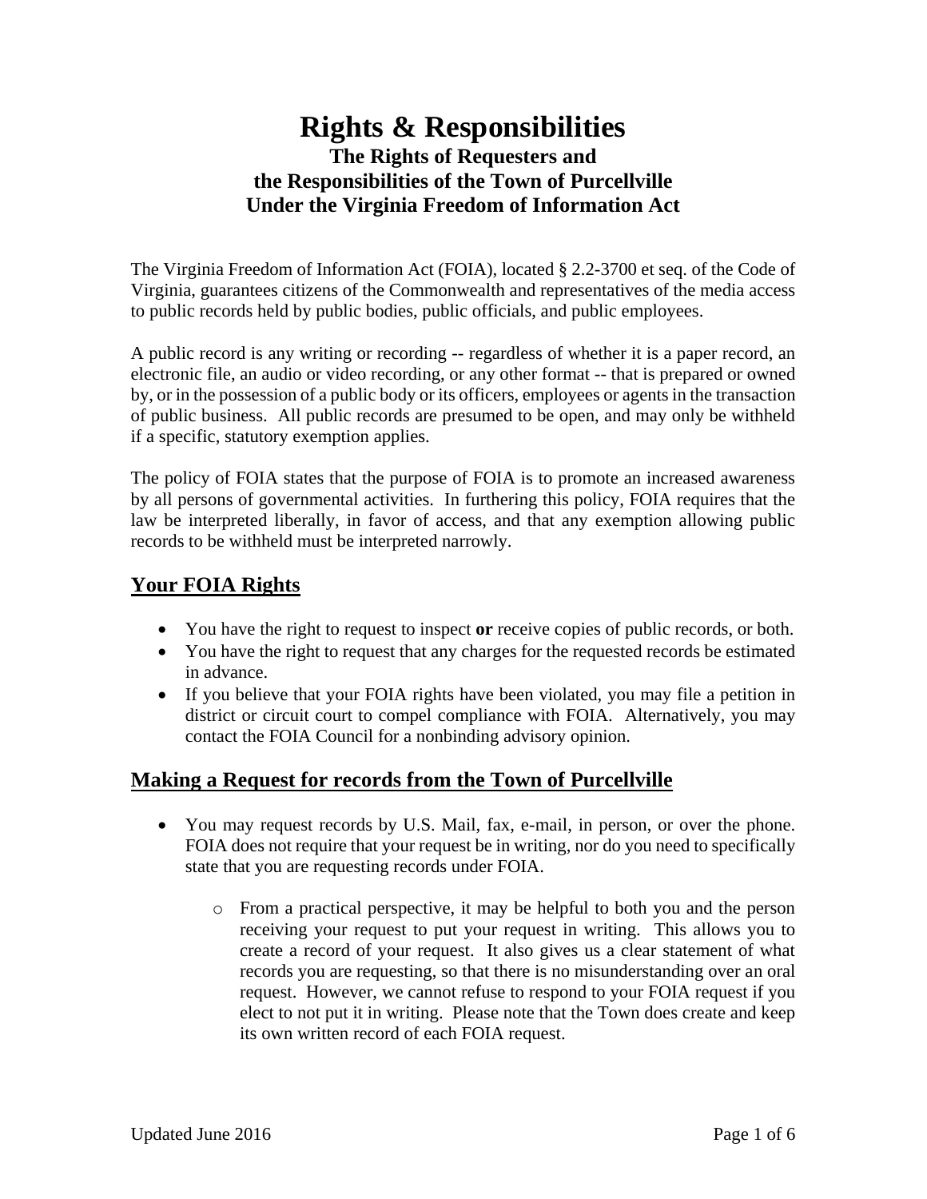# Rights & Responsibilities

## The Rights of Requesters and the Responsibilities of the Town of Purcellville Under the Virginia Freedom of Information Act

The Virginia Freedom of Information Act (FOIA), located § 2.2-3700 et seq. of the Code of Virginia, guarantees citizens of the Commonwealth and representatives of the media access to public records held by public bodies, public officials, and public employees.

A public record is any writing or recording -- regardless of whether it is a paper record, an electronic file, an audio or video recording, or any other format -- that is prepared or owned by, or in the possession of a public body or its officers, employees or agents in the transaction of public business. All public records are presumed to be open, and may only be withheld if a specific, statutory exemption applies.

The policy of FOIA states that the purpose of FOIA is to promote an increased awareness by all persons of governmental activities. In furthering this policy, FOIA requires that the law be interpreted liberally, in favor of access, and that any exemption allowing public records to be withheld must be interpreted narrowly.

## Your FOIA Rights

- You have the right to request to inspect **or** receive copies of public records, or both.
- You have the right to request that any charges for the requested records be estimated in advance.
- If you believe that your FOIA rights have been violated, you may file a petition in district or circuit court to compel compliance with FOIA. Alternatively, you may contact the FOIA Council for a nonbinding advisory opinion.

## Making a Request for records from the Town of Purcellville

- You may request records by U.S. Mail, fax, e-mail, in person, or over the phone. FOIA does not require that your request be in writing, nor do you need to specifically state that you are requesting records under FOIA.
  - From a practical perspective, it may be helpful to both you and the person receiving your request to put your request in writing. This allows you to create a record of your request. It also gives us a clear statement of what records you are requesting, so that there is no misunderstanding over an oral request. However, we cannot refuse to respond to your FOIA request if you elect to not put it in writing. Please note that the Town does create and keep its own written record of each FOIA request.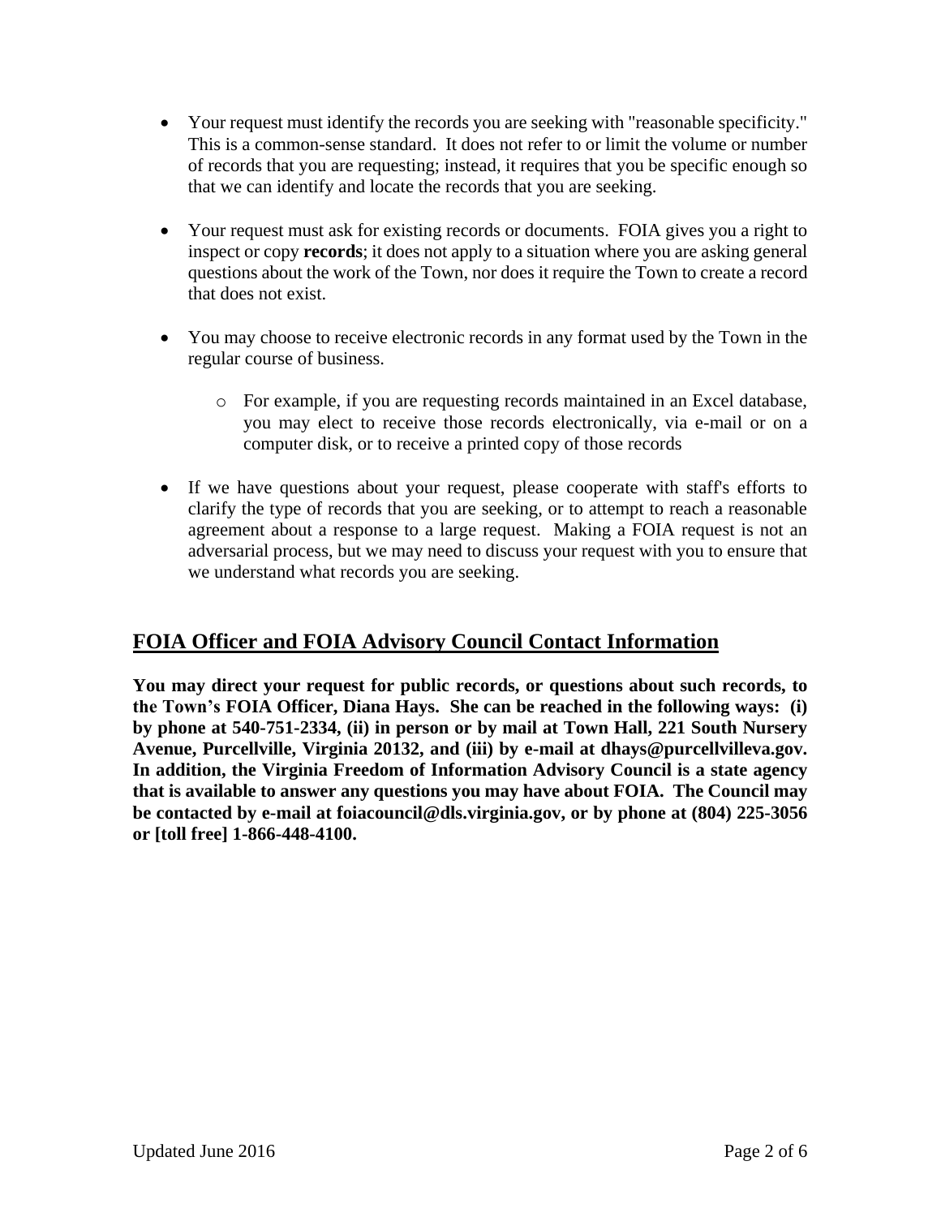- Your request must identify the records you are seeking with "reasonable specificity." This is a common-sense standard. It does not refer to or limit the volume or number of records that you are requesting; instead, it requires that you be specific enough so that we can identify and locate the records that you are seeking.

- Your request must ask for existing records or documents. FOIA gives you a right to inspect or copy **records**; it does not apply to a situation where you are asking general questions about the work of the Town, nor does it require the Town to create a record that does not exist.

- You may choose to receive electronic records in any format used by the Town in the regular course of business.

  - For example, if you are requesting records maintained in an Excel database, you may elect to receive those records electronically, via e-mail or on a computer disk, or to receive a printed copy of those records

- If we have questions about your request, please cooperate with staff's efforts to clarify the type of records that you are seeking, or to attempt to reach a reasonable agreement about a response to a large request. Making a FOIA request is not an adversarial process, but we may need to discuss your request with you to ensure that we understand what records you are seeking.

## FOIA Officer and FOIA Advisory Council Contact Information

**You may direct your request for public records, or questions about such records, to the Town's FOIA Officer, Diana Hays. She can be reached in the following ways: (i) by phone at 540-751-2334, (ii) in person or by mail at Town Hall, 221 South Nursery Avenue, Purcellville, Virginia 20132, and (iii) by e-mail at dhays@purcellvilleva.gov. In addition, the Virginia Freedom of Information Advisory Council is a state agency that is available to answer any questions you may have about FOIA. The Council may be contacted by e-mail at foiacouncil@dls.virginia.gov, or by phone at (804) 225-3056 or [toll free] 1-866-448-4100.**

Updated June 2016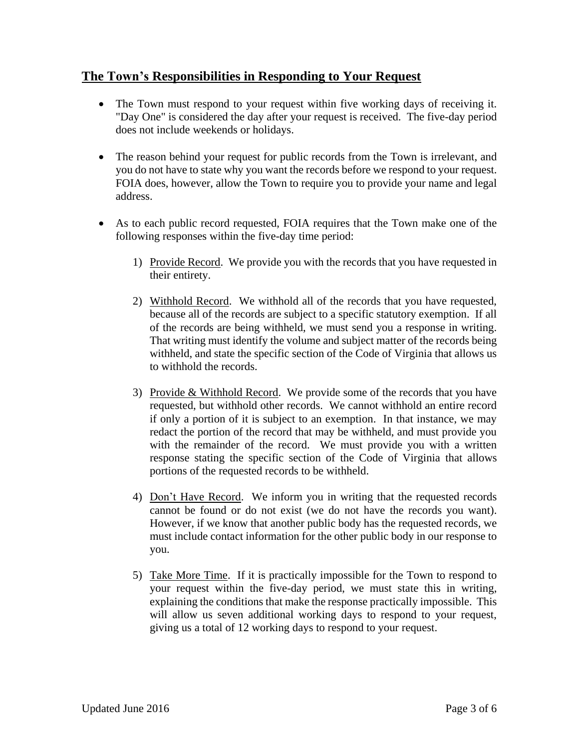## The Town's Responsibilities in Responding to Your Request

- The Town must respond to your request within five working days of receiving it. "Day One" is considered the day after your request is received. The five-day period does not include weekends or holidays.
- The reason behind your request for public records from the Town is irrelevant, and you do not have to state why you want the records before we respond to your request. FOIA does, however, allow the Town to require you to provide your name and legal address.
- As to each public record requested, FOIA requires that the Town make one of the following responses within the five-day time period:

    1) Provide Record. We provide you with the records that you have requested in their entirety.

    2) Withhold Record. We withhold all of the records that you have requested, because all of the records are subject to a specific statutory exemption. If all of the records are being withheld, we must send you a response in writing. That writing must identify the volume and subject matter of the records being withheld, and state the specific section of the Code of Virginia that allows us to withhold the records.

    3) Provide & Withhold Record. We provide some of the records that you have requested, but withhold other records. We cannot withhold an entire record if only a portion of it is subject to an exemption. In that instance, we may redact the portion of the record that may be withheld, and must provide you with the remainder of the record. We must provide you with a written response stating the specific section of the Code of Virginia that allows portions of the requested records to be withheld.

    4) Don't Have Record. We inform you in writing that the requested records cannot be found or do not exist (we do not have the records you want). However, if we know that another public body has the requested records, we must include contact information for the other public body in our response to you.

    5) Take More Time. If it is practically impossible for the Town to respond to your request within the five-day period, we must state this in writing, explaining the conditions that make the response practically impossible. This will allow us seven additional working days to respond to your request, giving us a total of 12 working days to respond to your request.

Updated June 2016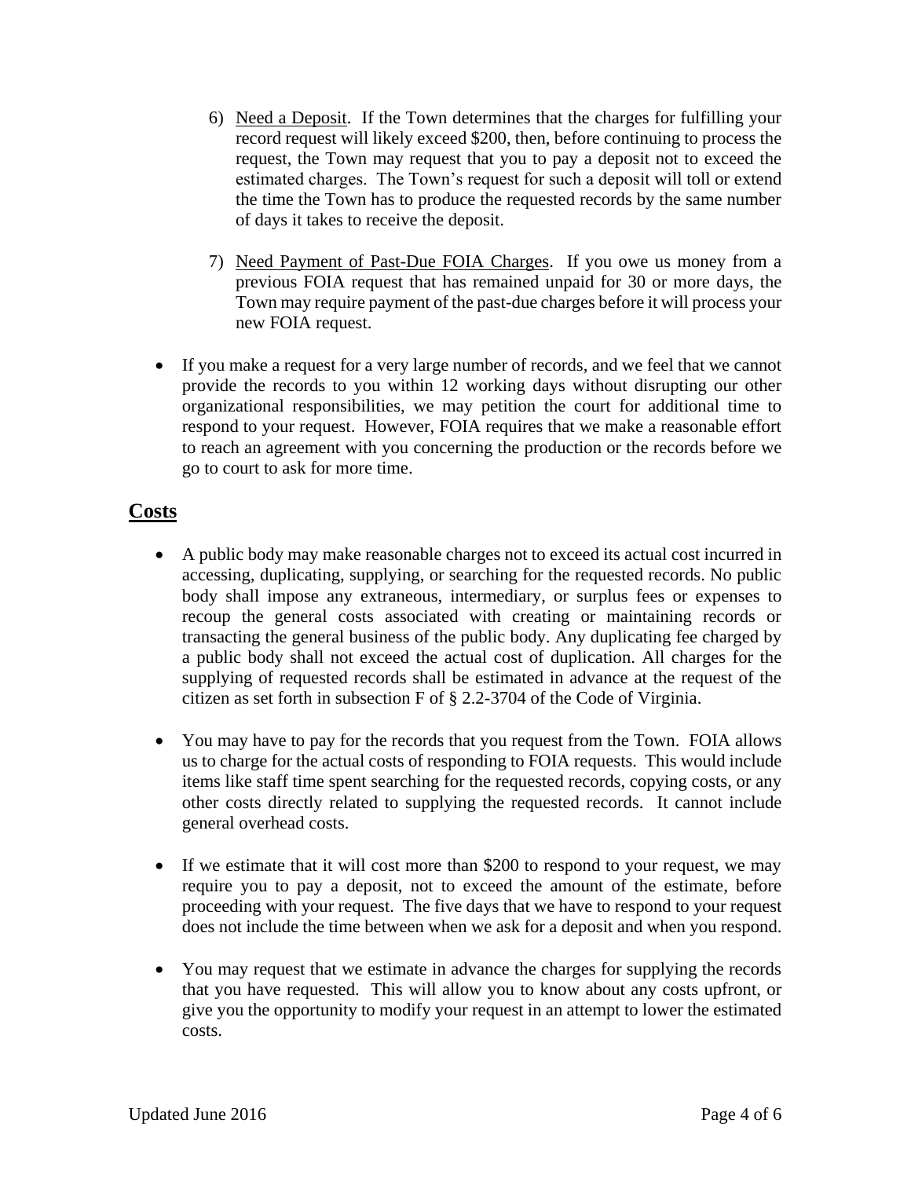6) <u>Need a Deposit</u>. If the Town determines that the charges for fulfilling your record request will likely exceed $200, then, before continuing to process the request, the Town may request that you to pay a deposit not to exceed the estimated charges. The Town's request for such a deposit will toll or extend the time the Town has to produce the requested records by the same number of days it takes to receive the deposit.

7) <u>Need Payment of Past-Due FOIA Charges</u>. If you owe us money from a previous FOIA request that has remained unpaid for 30 or more days, the Town may require payment of the past-due charges before it will process your new FOIA request.

- If you make a request for a very large number of records, and we feel that we cannot provide the records to you within 12 working days without disrupting our other organizational responsibilities, we may petition the court for additional time to respond to your request. However, FOIA requires that we make a reasonable effort to reach an agreement with you concerning the production or the records before we go to court to ask for more time.

## Costs

- A public body may make reasonable charges not to exceed its actual cost incurred in accessing, duplicating, supplying, or searching for the requested records. No public body shall impose any extraneous, intermediary, or surplus fees or expenses to recoup the general costs associated with creating or maintaining records or transacting the general business of the public body. Any duplicating fee charged by a public body shall not exceed the actual cost of duplication. All charges for the supplying of requested records shall be estimated in advance at the request of the citizen as set forth in subsection F of § 2.2-3704 of the Code of Virginia.

- You may have to pay for the records that you request from the Town. FOIA allows us to charge for the actual costs of responding to FOIA requests. This would include items like staff time spent searching for the requested records, copying costs, or any other costs directly related to supplying the requested records. It cannot include general overhead costs.

- If we estimate that it will cost more than $200 to respond to your request, we may require you to pay a deposit, not to exceed the amount of the estimate, before proceeding with your request. The five days that we have to respond to your request does not include the time between when we ask for a deposit and when you respond.

- You may request that we estimate in advance the charges for supplying the records that you have requested. This will allow you to know about any costs upfront, or give you the opportunity to modify your request in an attempt to lower the estimated costs.

Updated June 2016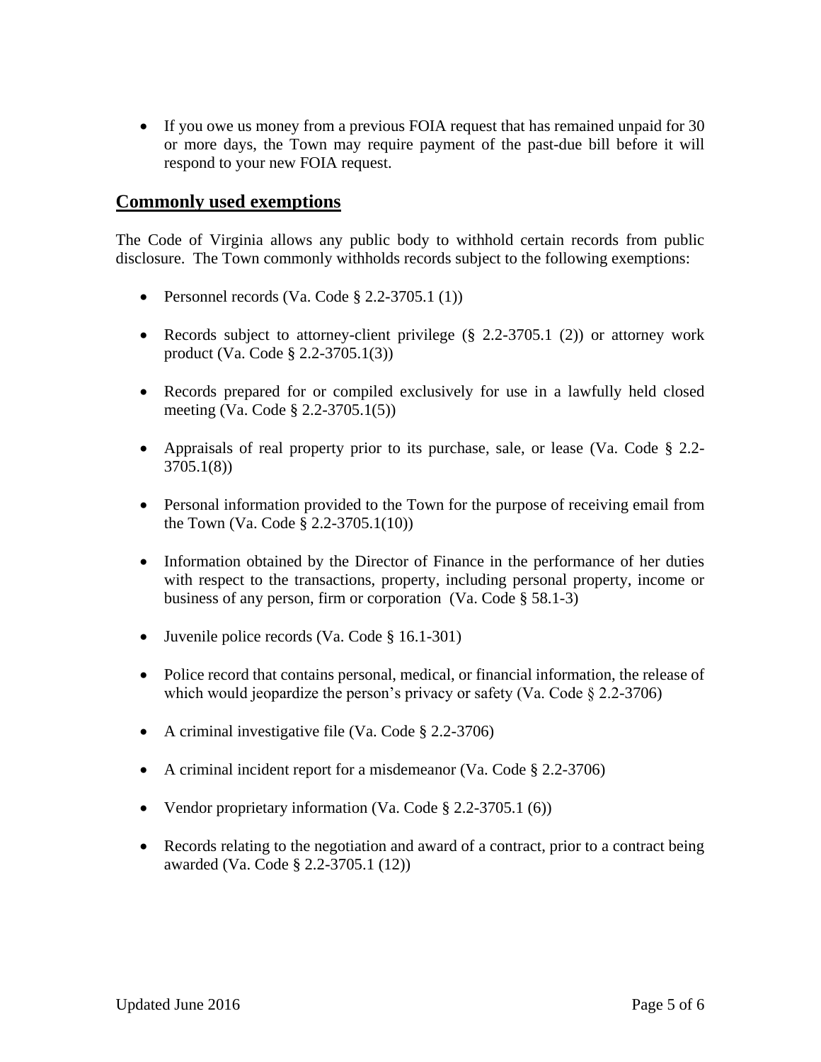- If you owe us money from a previous FOIA request that has remained unpaid for 30 or more days, the Town may require payment of the past-due bill before it will respond to your new FOIA request.

## Commonly used exemptions

The Code of Virginia allows any public body to withhold certain records from public disclosure. The Town commonly withholds records subject to the following exemptions:

- Personnel records (Va. Code § 2.2-3705.1 (1))
- Records subject to attorney-client privilege (§ 2.2-3705.1 (2)) or attorney work product (Va. Code § 2.2-3705.1(3))
- Records prepared for or compiled exclusively for use in a lawfully held closed meeting (Va. Code § 2.2-3705.1(5))
- Appraisals of real property prior to its purchase, sale, or lease (Va. Code § 2.2-3705.1(8))
- Personal information provided to the Town for the purpose of receiving email from the Town (Va. Code § 2.2-3705.1(10))
- Information obtained by the Director of Finance in the performance of her duties with respect to the transactions, property, including personal property, income or business of any person, firm or corporation (Va. Code § 58.1-3)
- Juvenile police records (Va. Code § 16.1-301)
- Police record that contains personal, medical, or financial information, the release of which would jeopardize the person's privacy or safety (Va. Code § 2.2-3706)
- A criminal investigative file (Va. Code § 2.2-3706)
- A criminal incident report for a misdemeanor (Va. Code § 2.2-3706)
- Vendor proprietary information (Va. Code § 2.2-3705.1 (6))
- Records relating to the negotiation and award of a contract, prior to a contract being awarded (Va. Code § 2.2-3705.1 (12))

Updated June 2016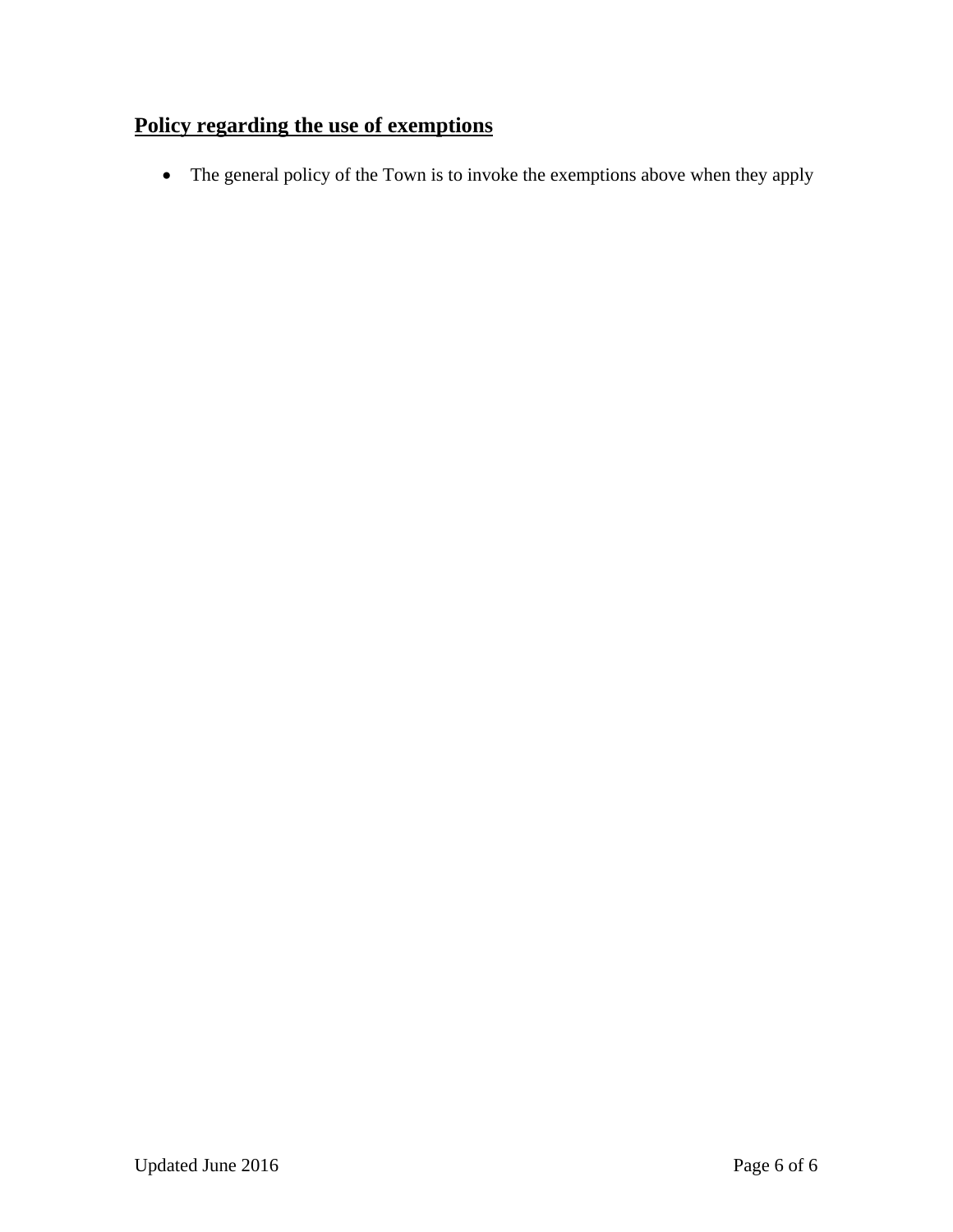## **Policy regarding the use of exemptions**

- The general policy of the Town is to invoke the exemptions above when they apply